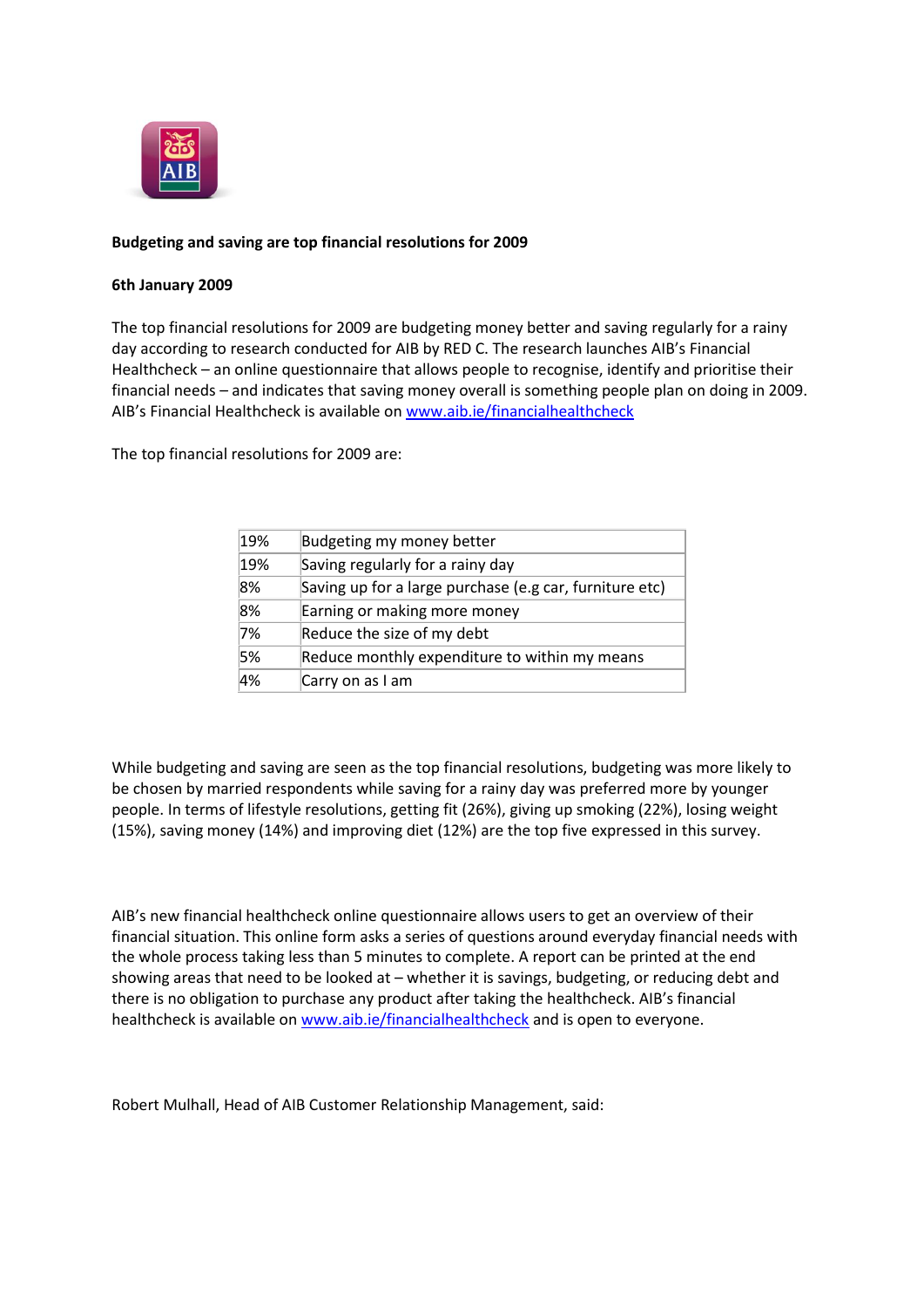**Budgeting and saving are top financial resolutions for 2009**

**6th January 2009**

The top financial resolutions for 2009 are budgeting money better and saving regularly for a rainy day according to research conducted for AIB by RED C. The research launches AIB's Financial Healthcheck – an online questionnaire that allows people to recognise, identify and prioritise their financial needs – and indicates that saving money overall is something people plan on doing in 2009. AIB's Financial Healthcheck is available on [www.aib.ie/financialhealthcheck](www.aib.ie/financialhealthcheck)

The top financial resolutions for 2009 are:

| | |
|---|---|
| 19% | Budgeting my money better |
| 19% | Saving regularly for a rainy day |
| 8% | Saving up for a large purchase (e.g car, furniture etc) |
| 8% | Earning or making more money |
| 7% | Reduce the size of my debt |
| 5% | Reduce monthly expenditure to within my means |
| 4% | Carry on as I am |

While budgeting and saving are seen as the top financial resolutions, budgeting was more likely to be chosen by married respondents while saving for a rainy day was preferred more by younger people. In terms of lifestyle resolutions, getting fit (26%), giving up smoking (22%), losing weight (15%), saving money (14%) and improving diet (12%) are the top five expressed in this survey.

AIB's new financial healthcheck online questionnaire allows users to get an overview of their financial situation. This online form asks a series of questions around everyday financial needs with the whole process taking less than 5 minutes to complete. A report can be printed at the end showing areas that need to be looked at – whether it is savings, budgeting, or reducing debt and there is no obligation to purchase any product after taking the healthcheck. AIB's financial healthcheck is available on [www.aib.ie/financialhealthcheck](www.aib.ie/financialhealthcheck) and is open to everyone.

Robert Mulhall, Head of AIB Customer Relationship Management, said: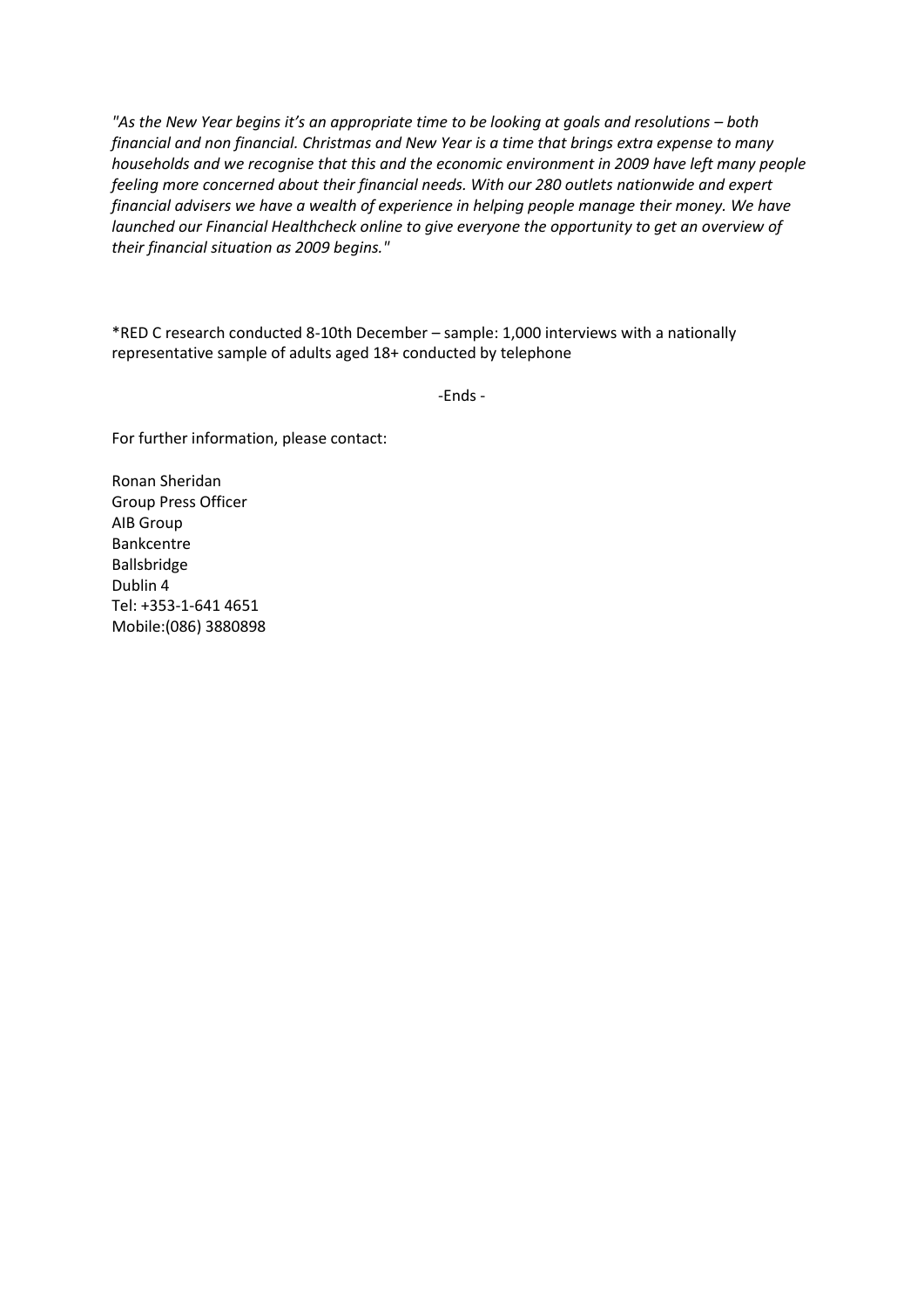*"As the New Year begins it's an appropriate time to be looking at goals and resolutions – both financial and non financial. Christmas and New Year is a time that brings extra expense to many households and we recognise that this and the economic environment in 2009 have left many people feeling more concerned about their financial needs. With our 280 outlets nationwide and expert financial advisers we have a wealth of experience in helping people manage their money. We have launched our Financial Healthcheck online to give everyone the opportunity to get an overview of their financial situation as 2009 begins."*

*RED C research conducted 8-10th December – sample: 1,000 interviews with a nationally representative sample of adults aged 18+ conducted by telephone

-Ends -

For further information, please contact:

Ronan Sheridan  
Group Press Officer  
AIB Group  
Bankcentre  
Ballsbridge  
Dublin 4  
Tel: +353-1-641 4651  
Mobile:(086) 3880898